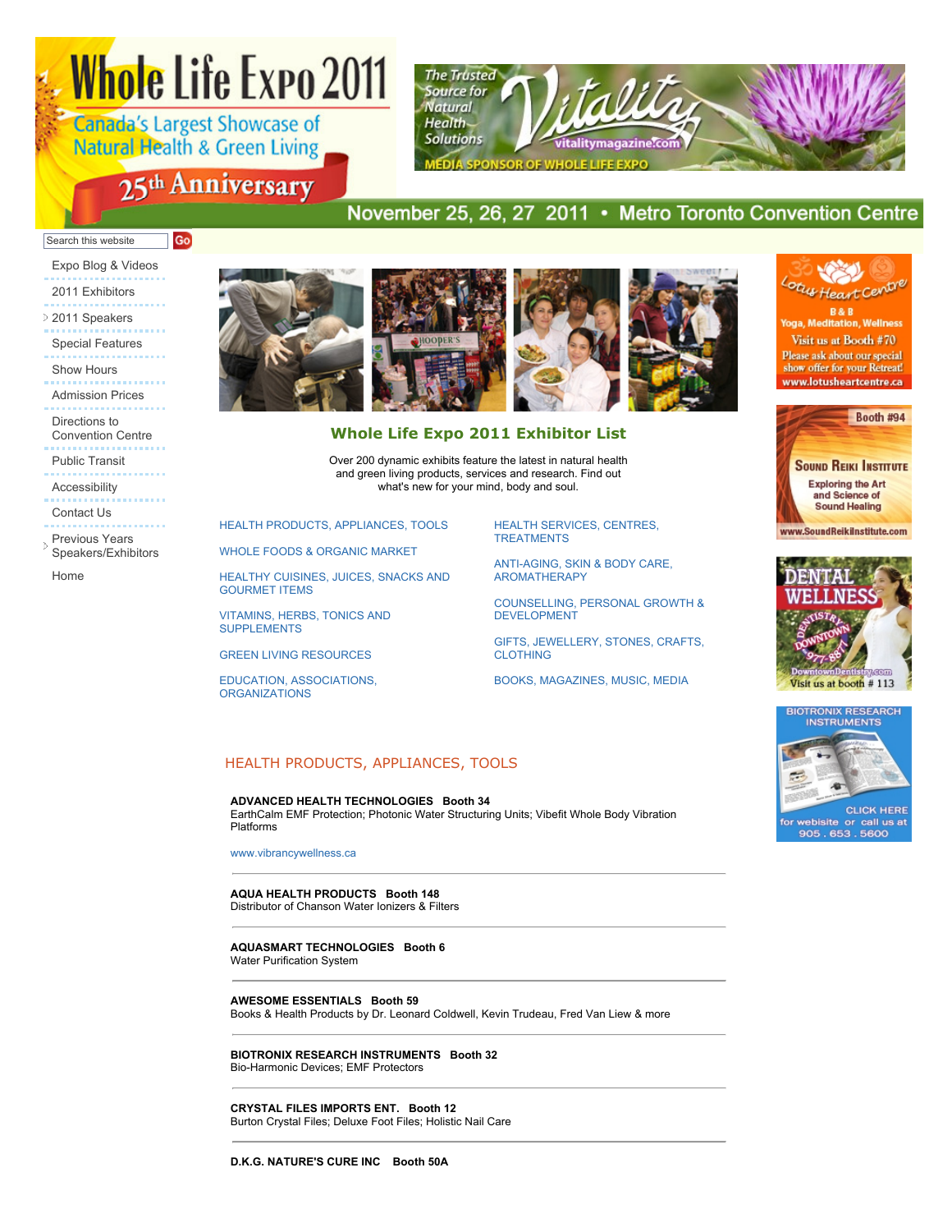# Whole Life Expo 2011

Canada's Largest Showcase of Natural Health & Green Living

25th Anniversary

The Trusted Source for Natural Health Solutions — Vitality — vitalitymagazine.com — MEDIA SPONSOR OF WHOLE LIFE EXPO

November 25, 26, 27 2011 • Metro Toronto Convention Centre

Search this website Go

- Expo Blog & Videos
- 2011 Exhibitors
- 2011 Speakers
- Special Features
- Show Hours
- Admission Prices
- Directions to Convention Centre
- Public Transit
- Accessibility
- Contact Us
- Previous Years Speakers/Exhibitors
- Home

## Whole Life Expo 2011 Exhibitor List

Over 200 dynamic exhibits feature the latest in natural health and green living products, services and research. Find out what's new for your mind, body and soul.

- HEALTH PRODUCTS, APPLIANCES, TOOLS
- WHOLE FOODS & ORGANIC MARKET
- HEALTHY CUISINES, JUICES, SNACKS AND GOURMET ITEMS
- VITAMINS, HERBS, TONICS AND SUPPLEMENTS
- GREEN LIVING RESOURCES
- EDUCATION, ASSOCIATIONS, ORGANIZATIONS
- HEALTH SERVICES, CENTRES, TREATMENTS
- ANTI-AGING, SKIN & BODY CARE, AROMATHERAPY
- COUNSELLING, PERSONAL GROWTH & DEVELOPMENT
- GIFTS, JEWELLERY, STONES, CRAFTS, CLOTHING
- BOOKS, MAGAZINES, MUSIC, MEDIA

## HEALTH PRODUCTS, APPLIANCES, TOOLS

**ADVANCED HEALTH TECHNOLOGIES Booth 34**
EarthCalm EMF Protection; Photonic Water Structuring Units; Vibefit Whole Body Vibration Platforms

www.vibrancywellness.ca

---

**AQUA HEALTH PRODUCTS Booth 148**
Distributor of Chanson Water Ionizers & Filters

---

**AQUASMART TECHNOLOGIES Booth 6**
Water Purification System

---

**AWESOME ESSENTIALS Booth 59**
Books & Health Products by Dr. Leonard Coldwell, Kevin Trudeau, Fred Van Liew & more

---

**BIOTRONIX RESEARCH INSTRUMENTS Booth 32**
Bio-Harmonic Devices; EMF Protectors

---

**CRYSTAL FILES IMPORTS ENT. Booth 12**
Burton Crystal Files; Deluxe Foot Files; Holistic Nail Care

---

**D.K.G. NATURE'S CURE INC Booth 50A**

Lotus Heart Centre — B & B — Yoga, Meditation, Wellness — Visit us at Booth #70 — Please ask about our special show offer for your Retreat! — www.lotusheartcentre.ca

Booth #94 — Sound Reiki Institute — Exploring the Art and Science of Sound Healing — www.SoundReikiInstitute.com

Dental Wellness — Dentistry Downtown — 977-887 — DowntownDentistry.com — Visit us at booth # 113

BIOTRONIX RESEARCH INSTRUMENTS — CLICK HERE for website or call us at 905 . 653 . 5600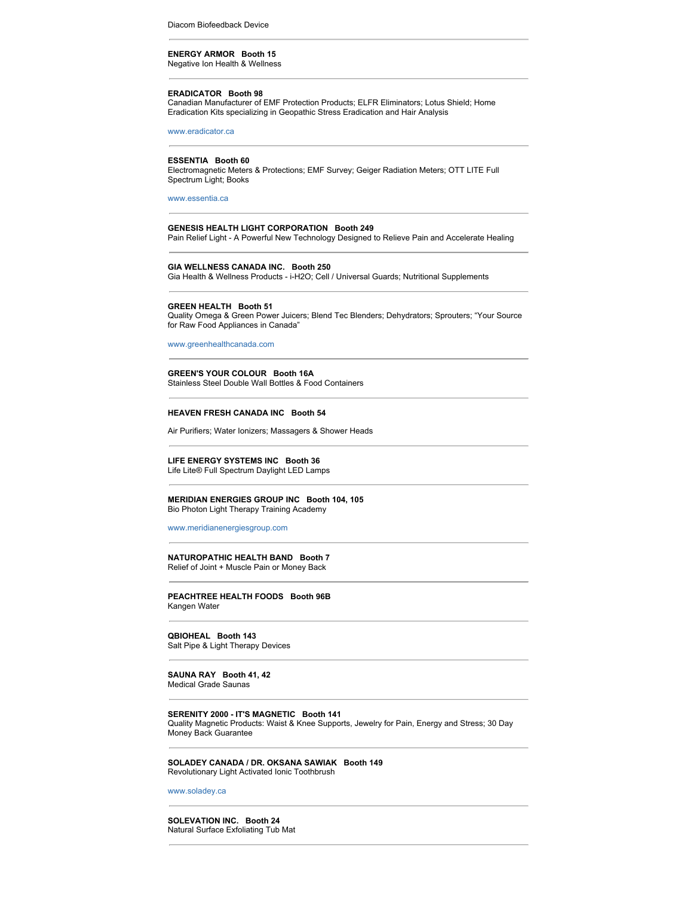Diacom Biofeedback Device

---

**ENERGY ARMOR   Booth 15**
Negative Ion Health & Wellness

---

**ERADICATOR   Booth 98**
Canadian Manufacturer of EMF Protection Products; ELFR Eliminators; Lotus Shield; Home Eradication Kits specializing in Geopathic Stress Eradication and Hair Analysis

www.eradicator.ca

---

**ESSENTIA   Booth 60**
Electromagnetic Meters & Protections; EMF Survey; Geiger Radiation Meters; OTT LITE Full Spectrum Light; Books

www.essentia.ca

---

**GENESIS HEALTH LIGHT CORPORATION   Booth 249**
Pain Relief Light - A Powerful New Technology Designed to Relieve Pain and Accelerate Healing

---

**GIA WELLNESS CANADA INC.   Booth 250**
Gia Health & Wellness Products - i-H2O; Cell / Universal Guards; Nutritional Supplements

---

**GREEN HEALTH   Booth 51**
Quality Omega & Green Power Juicers; Blend Tec Blenders; Dehydrators; Sprouters; "Your Source for Raw Food Appliances in Canada"

www.greenhealthcanada.com

---

**GREEN'S YOUR COLOUR   Booth 16A**
Stainless Steel Double Wall Bottles & Food Containers

---

**HEAVEN FRESH CANADA INC   Booth 54**

Air Purifiers; Water Ionizers; Massagers & Shower Heads

---

**LIFE ENERGY SYSTEMS INC   Booth 36**
Life Lite® Full Spectrum Daylight LED Lamps

---

**MERIDIAN ENERGIES GROUP INC   Booth 104, 105**
Bio Photon Light Therapy Training Academy

www.meridianenergiesgroup.com

---

**NATUROPATHIC HEALTH BAND   Booth 7**
Relief of Joint + Muscle Pain or Money Back

---

**PEACHTREE HEALTH FOODS   Booth 96B**
Kangen Water

---

**QBIOHEAL   Booth 143**
Salt Pipe & Light Therapy Devices

---

**SAUNA RAY   Booth 41, 42**
Medical Grade Saunas

---

**SERENITY 2000 - IT'S MAGNETIC   Booth 141**
Quality Magnetic Products: Waist & Knee Supports, Jewelry for Pain, Energy and Stress; 30 Day Money Back Guarantee

---

**SOLADEY CANADA / DR. OKSANA SAWIAK   Booth 149**
Revolutionary Light Activated Ionic Toothbrush

www.soladey.ca

---

**SOLEVATION INC.   Booth 24**
Natural Surface Exfoliating Tub Mat

---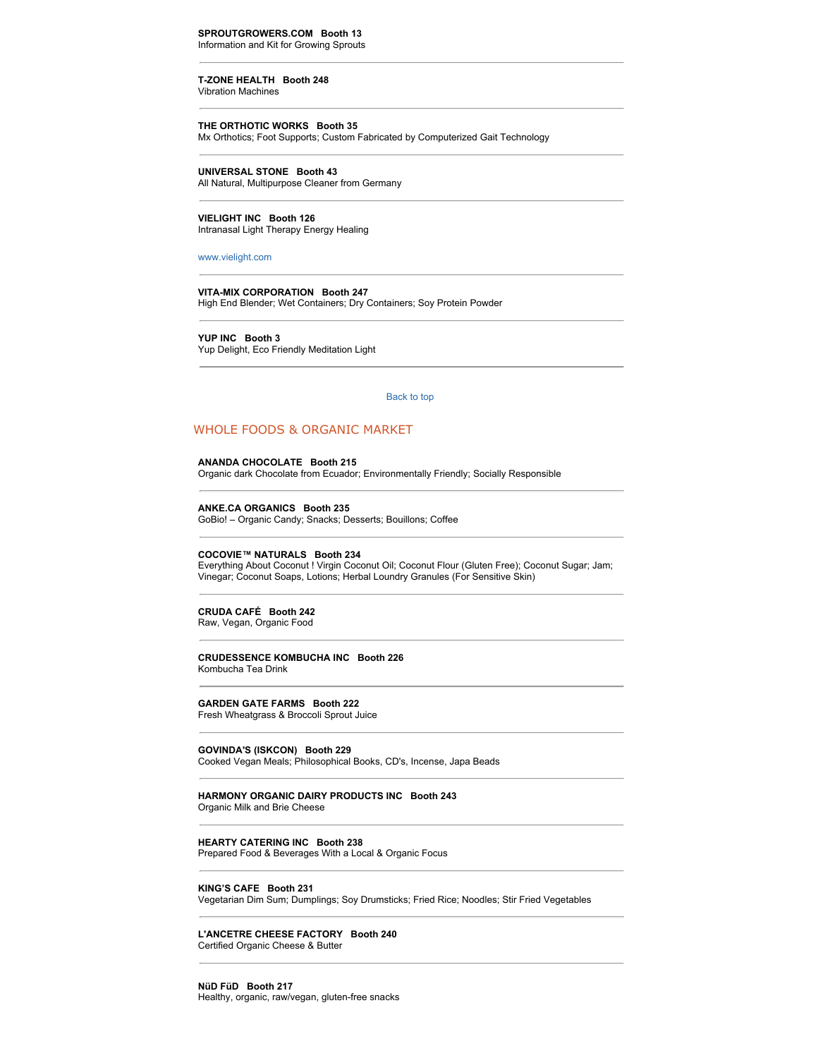**SPROUTGROWERS.COM Booth 13**
Information and Kit for Growing Sprouts

---

**T-ZONE HEALTH Booth 248**
Vibration Machines

---

**THE ORTHOTIC WORKS Booth 35**
Mx Orthotics; Foot Supports; Custom Fabricated by Computerized Gait Technology

---

**UNIVERSAL STONE Booth 43**
All Natural, Multipurpose Cleaner from Germany

---

**VIELIGHT INC Booth 126**
Intranasal Light Therapy Energy Healing

www.vielight.com

---

**VITA-MIX CORPORATION Booth 247**
High End Blender; Wet Containers; Dry Containers; Soy Protein Powder

---

**YUP INC Booth 3**
Yup Delight, Eco Friendly Meditation Light

---

Back to top

## WHOLE FOODS & ORGANIC MARKET

**ANANDA CHOCOLATE Booth 215**
Organic dark Chocolate from Ecuador; Environmentally Friendly; Socially Responsible

---

**ANKE.CA ORGANICS Booth 235**
GoBio! – Organic Candy; Snacks; Desserts; Bouillons; Coffee

---

**COCOVIE™ NATURALS Booth 234**
Everything About Coconut ! Virgin Coconut Oil; Coconut Flour (Gluten Free); Coconut Sugar; Jam; Vinegar; Coconut Soaps, Lotions; Herbal Loundry Granules (For Sensitive Skin)

---

**CRUDA CAFÉ Booth 242**
Raw, Vegan, Organic Food

---

**CRUDESSENCE KOMBUCHA INC Booth 226**
Kombucha Tea Drink

---

**GARDEN GATE FARMS Booth 222**
Fresh Wheatgrass & Broccoli Sprout Juice

---

**GOVINDA'S (ISKCON) Booth 229**
Cooked Vegan Meals; Philosophical Books, CD's, Incense, Japa Beads

---

**HARMONY ORGANIC DAIRY PRODUCTS INC Booth 243**
Organic Milk and Brie Cheese

---

**HEARTY CATERING INC Booth 238**
Prepared Food & Beverages With a Local & Organic Focus

---

**KING'S CAFE Booth 231**
Vegetarian Dim Sum; Dumplings; Soy Drumsticks; Fried Rice; Noodles; Stir Fried Vegetables

---

**L'ANCETRE CHEESE FACTORY Booth 240**
Certified Organic Cheese & Butter

---

**NüD FüD Booth 217**
Healthy, organic, raw/vegan, gluten-free snacks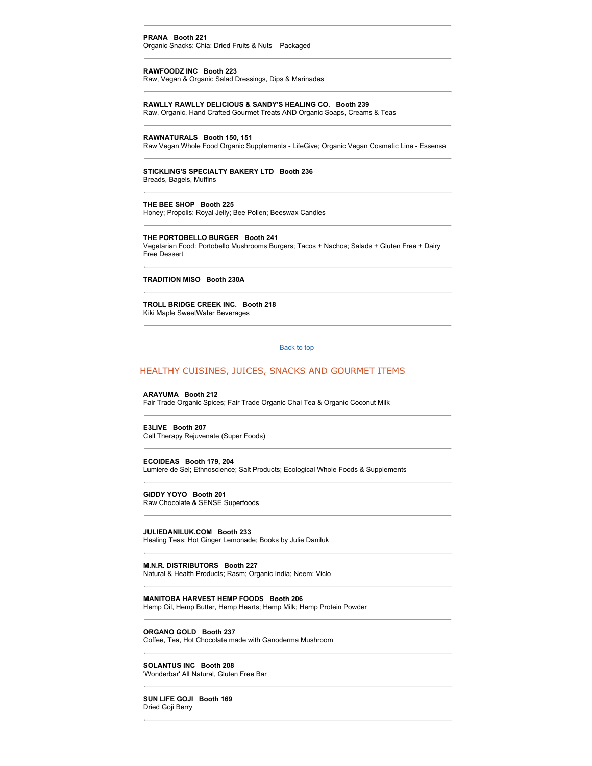---

**PRANA Booth 221**
Organic Snacks; Chia; Dried Fruits & Nuts – Packaged

---

**RAWFOODZ INC Booth 223**
Raw, Vegan & Organic Salad Dressings, Dips & Marinades

---

**RAWLLY RAWLLY DELICIOUS & SANDY'S HEALING CO. Booth 239**
Raw, Organic, Hand Crafted Gourmet Treats AND Organic Soaps, Creams & Teas

---

**RAWNATURALS Booth 150, 151**
Raw Vegan Whole Food Organic Supplements - LifeGive; Organic Vegan Cosmetic Line - Essensa

---

**STICKLING'S SPECIALTY BAKERY LTD Booth 236**
Breads, Bagels, Muffins

---

**THE BEE SHOP Booth 225**
Honey; Propolis; Royal Jelly; Bee Pollen; Beeswax Candles

---

**THE PORTOBELLO BURGER Booth 241**
Vegetarian Food: Portobello Mushrooms Burgers; Tacos + Nachos; Salads + Gluten Free + Dairy Free Dessert

---

**TRADITION MISO Booth 230A**

---

**TROLL BRIDGE CREEK INC. Booth 218**
Kiki Maple SweetWater Beverages

---

Back to top

## HEALTHY CUISINES, JUICES, SNACKS AND GOURMET ITEMS

**ARAYUMA Booth 212**
Fair Trade Organic Spices; Fair Trade Organic Chai Tea & Organic Coconut Milk

---

**E3LIVE Booth 207**
Cell Therapy Rejuvenate (Super Foods)

---

**ECOIDEAS Booth 179, 204**
Lumiere de Sel; Ethnoscience; Salt Products; Ecological Whole Foods & Supplements

---

**GIDDY YOYO Booth 201**
Raw Chocolate & SENSE Superfoods

---

**JULIEDANILUK.COM Booth 233**
Healing Teas; Hot Ginger Lemonade; Books by Julie Daniluk

---

**M.N.R. DISTRIBUTORS Booth 227**
Natural & Health Products; Rasm; Organic India; Neem; Viclo

---

**MANITOBA HARVEST HEMP FOODS Booth 206**
Hemp Oil, Hemp Butter, Hemp Hearts; Hemp Milk; Hemp Protein Powder

---

**ORGANO GOLD Booth 237**
Coffee, Tea, Hot Chocolate made with Ganoderma Mushroom

---

**SOLANTUS INC Booth 208**
'Wonderbar' All Natural, Gluten Free Bar

---

**SUN LIFE GOJI Booth 169**
Dried Goji Berry

---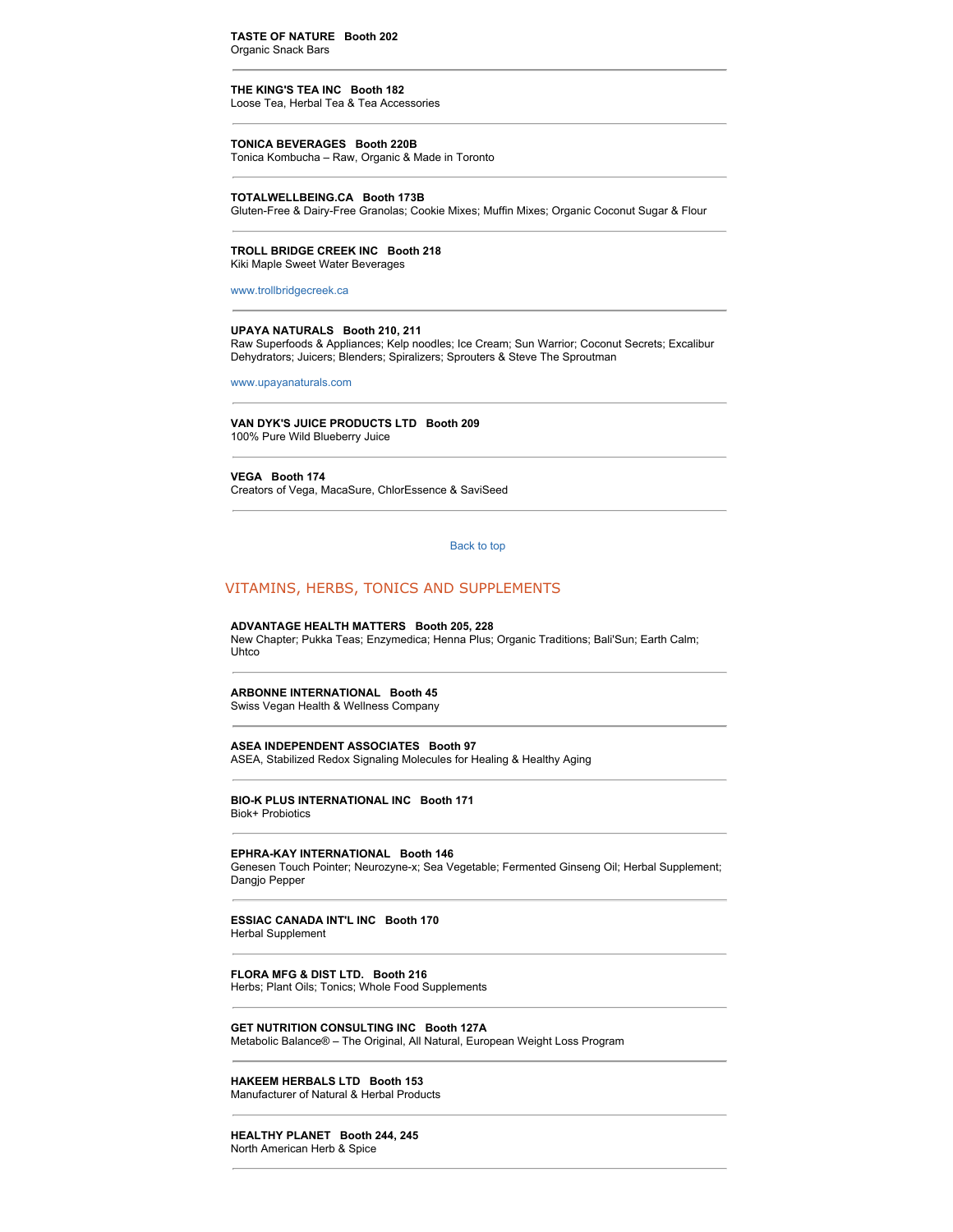**TASTE OF NATURE Booth 202**
Organic Snack Bars

---

**THE KING'S TEA INC Booth 182**
Loose Tea, Herbal Tea & Tea Accessories

---

**TONICA BEVERAGES Booth 220B**
Tonica Kombucha – Raw, Organic & Made in Toronto

---

**TOTALWELLBEING.CA Booth 173B**
Gluten-Free & Dairy-Free Granolas; Cookie Mixes; Muffin Mixes; Organic Coconut Sugar & Flour

---

**TROLL BRIDGE CREEK INC Booth 218**
Kiki Maple Sweet Water Beverages

www.trollbridgecreek.ca

---

**UPAYA NATURALS Booth 210, 211**
Raw Superfoods & Appliances; Kelp noodles; Ice Cream; Sun Warrior; Coconut Secrets; Excalibur Dehydrators; Juicers; Blenders; Spiralizers; Sprouters & Steve The Sproutman

www.upayanaturals.com

---

**VAN DYK'S JUICE PRODUCTS LTD Booth 209**
100% Pure Wild Blueberry Juice

---

**VEGA Booth 174**
Creators of Vega, MacaSure, ChlorEssence & SaviSeed

---

Back to top

## VITAMINS, HERBS, TONICS AND SUPPLEMENTS

**ADVANTAGE HEALTH MATTERS Booth 205, 228**
New Chapter; Pukka Teas; Enzymedica; Henna Plus; Organic Traditions; Bali'Sun; Earth Calm; Uhtco

---

**ARBONNE INTERNATIONAL Booth 45**
Swiss Vegan Health & Wellness Company

---

**ASEA INDEPENDENT ASSOCIATES Booth 97**
ASEA, Stabilized Redox Signaling Molecules for Healing & Healthy Aging

---

**BIO-K PLUS INTERNATIONAL INC Booth 171**
Biok+ Probiotics

---

**EPHRA-KAY INTERNATIONAL Booth 146**
Genesen Touch Pointer; Neurozyne-x; Sea Vegetable; Fermented Ginseng Oil; Herbal Supplement; Dangjo Pepper

---

**ESSIAC CANADA INT'L INC Booth 170**
Herbal Supplement

---

**FLORA MFG & DIST LTD. Booth 216**
Herbs; Plant Oils; Tonics; Whole Food Supplements

---

**GET NUTRITION CONSULTING INC Booth 127A**
Metabolic Balance® – The Original, All Natural, European Weight Loss Program

---

**HAKEEM HERBALS LTD Booth 153**
Manufacturer of Natural & Herbal Products

---

**HEALTHY PLANET Booth 244, 245**
North American Herb & Spice

---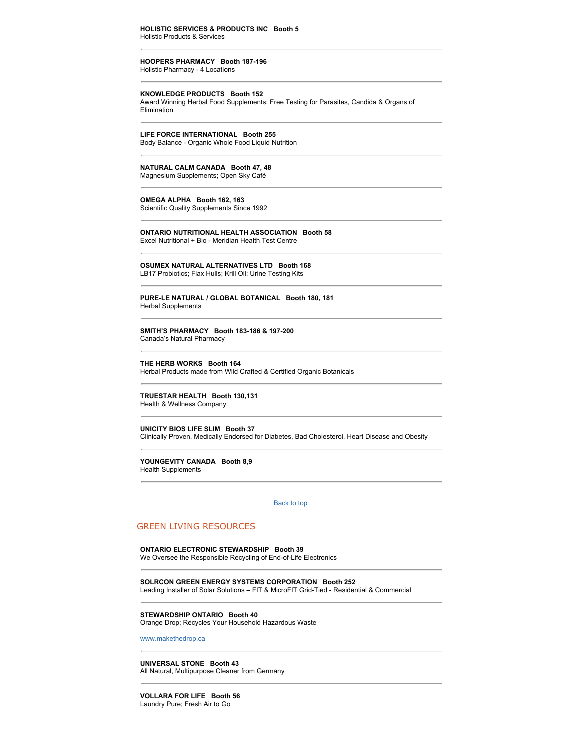**HOLISTIC SERVICES & PRODUCTS INC   Booth 5**
Holistic Products & Services

---

**HOOPERS PHARMACY   Booth 187-196**
Holistic Pharmacy - 4 Locations

---

**KNOWLEDGE PRODUCTS   Booth 152**
Award Winning Herbal Food Supplements; Free Testing for Parasites, Candida & Organs of Elimination

---

**LIFE FORCE INTERNATIONAL   Booth 255**
Body Balance - Organic Whole Food Liquid Nutrition

---

**NATURAL CALM CANADA   Booth 47, 48**
Magnesium Supplements; Open Sky Café

---

**OMEGA ALPHA   Booth 162, 163**
Scientific Quality Supplements Since 1992

---

**ONTARIO NUTRITIONAL HEALTH ASSOCIATION   Booth 58**
Excel Nutritional + Bio - Meridian Health Test Centre

---

**OSUMEX NATURAL ALTERNATIVES LTD   Booth 168**
LB17 Probiotics; Flax Hulls; Krill Oil; Urine Testing Kits

---

**PURE-LE NATURAL / GLOBAL BOTANICAL   Booth 180, 181**
Herbal Supplements

---

**SMITH'S PHARMACY   Booth 183-186 & 197-200**
Canada's Natural Pharmacy

---

**THE HERB WORKS   Booth 164**
Herbal Products made from Wild Crafted & Certified Organic Botanicals

---

**TRUESTAR HEALTH   Booth 130,131**
Health & Wellness Company

---

**UNICITY BIOS LIFE SLIM   Booth 37**
Clinically Proven, Medically Endorsed for Diabetes, Bad Cholesterol, Heart Disease and Obesity

---

**YOUNGEVITY CANADA   Booth 8,9**
Health Supplements

---

Back to top

## GREEN LIVING RESOURCES

**ONTARIO ELECTRONIC STEWARDSHIP   Booth 39**
We Oversee the Responsible Recycling of End-of-Life Electronics

---

**SOLRCON GREEN ENERGY SYSTEMS CORPORATION   Booth 252**
Leading Installer of Solar Solutions – FIT & MicroFIT Grid-Tied - Residential & Commercial

---

**STEWARDSHIP ONTARIO   Booth 40**
Orange Drop; Recycles Your Household Hazardous Waste

www.makethedrop.ca

---

**UNIVERSAL STONE   Booth 43**
All Natural, Multipurpose Cleaner from Germany

---

**VOLLARA FOR LIFE   Booth 56**
Laundry Pure; Fresh Air to Go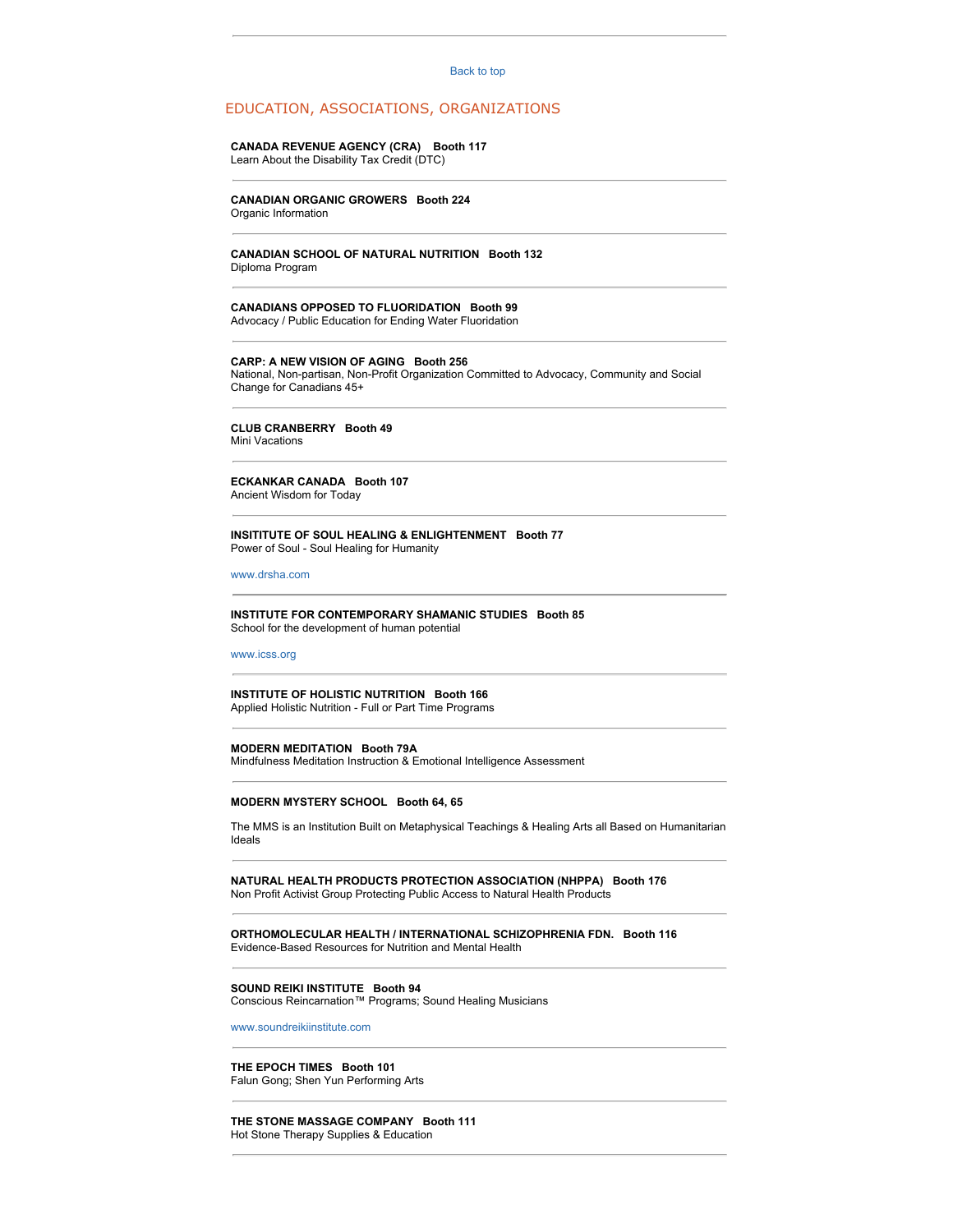---

Back to top

## EDUCATION, ASSOCIATIONS, ORGANIZATIONS

**CANADA REVENUE AGENCY (CRA) Booth 117**
Learn About the Disability Tax Credit (DTC)

---

**CANADIAN ORGANIC GROWERS Booth 224**
Organic Information

---

**CANADIAN SCHOOL OF NATURAL NUTRITION Booth 132**
Diploma Program

---

**CANADIANS OPPOSED TO FLUORIDATION Booth 99**
Advocacy / Public Education for Ending Water Fluoridation

---

**CARP: A NEW VISION OF AGING Booth 256**
National, Non-partisan, Non-Profit Organization Committed to Advocacy, Community and Social Change for Canadians 45+

---

**CLUB CRANBERRY Booth 49**
Mini Vacations

---

**ECKANKAR CANADA Booth 107**
Ancient Wisdom for Today

---

**INSITITUTE OF SOUL HEALING & ENLIGHTENMENT Booth 77**
Power of Soul - Soul Healing for Humanity

www.drsha.com

---

**INSTITUTE FOR CONTEMPORARY SHAMANIC STUDIES Booth 85**
School for the development of human potential

www.icss.org

---

**INSTITUTE OF HOLISTIC NUTRITION Booth 166**
Applied Holistic Nutrition - Full or Part Time Programs

---

**MODERN MEDITATION Booth 79A**
Mindfulness Meditation Instruction & Emotional Intelligence Assessment

---

**MODERN MYSTERY SCHOOL Booth 64, 65**

The MMS is an Institution Built on Metaphysical Teachings & Healing Arts all Based on Humanitarian Ideals

---

**NATURAL HEALTH PRODUCTS PROTECTION ASSOCIATION (NHPPA) Booth 176**
Non Profit Activist Group Protecting Public Access to Natural Health Products

---

**ORTHOMOLECULAR HEALTH / INTERNATIONAL SCHIZOPHRENIA FDN. Booth 116**
Evidence-Based Resources for Nutrition and Mental Health

---

**SOUND REIKI INSTITUTE Booth 94**
Conscious Reincarnation™ Programs; Sound Healing Musicians

www.soundreikiinstitute.com

---

**THE EPOCH TIMES Booth 101**
Falun Gong; Shen Yun Performing Arts

---

**THE STONE MASSAGE COMPANY Booth 111**
Hot Stone Therapy Supplies & Education

---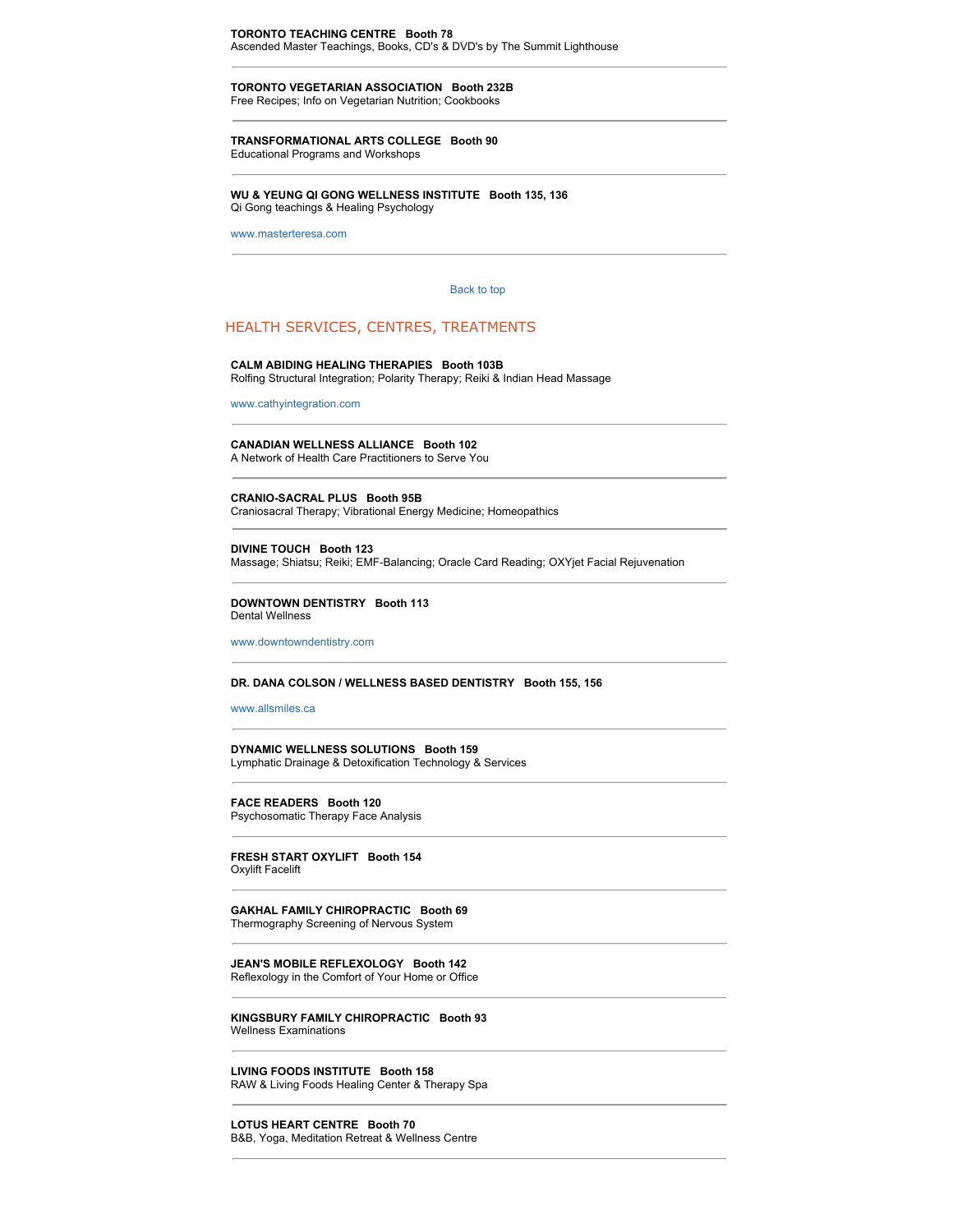**TORONTO TEACHING CENTRE   Booth 78**
Ascended Master Teachings, Books, CD's & DVD's by The Summit Lighthouse

---

**TORONTO VEGETARIAN ASSOCIATION   Booth 232B**
Free Recipes; Info on Vegetarian Nutrition; Cookbooks

---

**TRANSFORMATIONAL ARTS COLLEGE   Booth 90**
Educational Programs and Workshops

---

**WU & YEUNG QI GONG WELLNESS INSTITUTE   Booth 135, 136**
Qi Gong teachings & Healing Psychology

www.masterteresa.com

---

Back to top

## HEALTH SERVICES, CENTRES, TREATMENTS

**CALM ABIDING HEALING THERAPIES   Booth 103B**
Rolfing Structural Integration; Polarity Therapy; Reiki & Indian Head Massage

www.cathyintegration.com

---

**CANADIAN WELLNESS ALLIANCE   Booth 102**
A Network of Health Care Practitioners to Serve You

---

**CRANIO-SACRAL PLUS   Booth 95B**
Craniosacral Therapy; Vibrational Energy Medicine; Homeopathics

---

**DIVINE TOUCH   Booth 123**
Massage; Shiatsu; Reiki; EMF-Balancing; Oracle Card Reading; OXYjet Facial Rejuvenation

---

**DOWNTOWN DENTISTRY   Booth 113**
Dental Wellness

www.downtowndentistry.com

---

**DR. DANA COLSON / WELLNESS BASED DENTISTRY   Booth 155, 156**

www.allsmiles.ca

---

**DYNAMIC WELLNESS SOLUTIONS   Booth 159**
Lymphatic Drainage & Detoxification Technology & Services

---

**FACE READERS   Booth 120**
Psychosomatic Therapy Face Analysis

---

**FRESH START OXYLIFT   Booth 154**
Oxylift Facelift

---

**GAKHAL FAMILY CHIROPRACTIC   Booth 69**
Thermography Screening of Nervous System

---

**JEAN'S MOBILE REFLEXOLOGY   Booth 142**
Reflexology in the Comfort of Your Home or Office

---

**KINGSBURY FAMILY CHIROPRACTIC   Booth 93**
Wellness Examinations

---

**LIVING FOODS INSTITUTE   Booth 158**
RAW & Living Foods Healing Center & Therapy Spa

---

**LOTUS HEART CENTRE   Booth 70**
B&B, Yoga, Meditation Retreat & Wellness Centre

---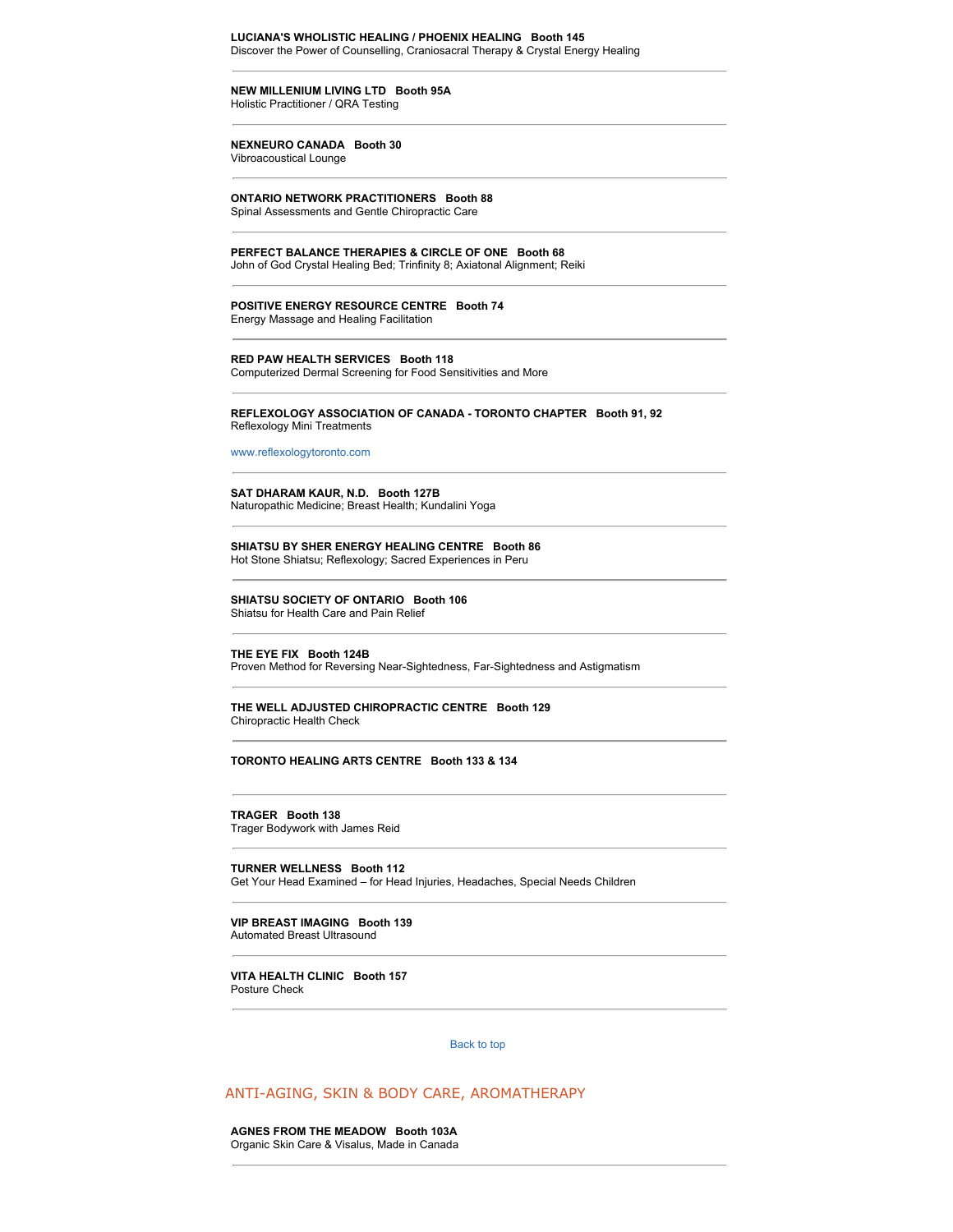**LUCIANA'S WHOLISTIC HEALING / PHOENIX HEALING   Booth 145**
Discover the Power of Counselling, Craniosacral Therapy & Crystal Energy Healing

---

**NEW MILLENIUM LIVING LTD   Booth 95A**
Holistic Practitioner / QRA Testing

---

**NEXNEURO CANADA   Booth 30**
Vibroacoustical Lounge

---

**ONTARIO NETWORK PRACTITIONERS   Booth 88**
Spinal Assessments and Gentle Chiropractic Care

---

**PERFECT BALANCE THERAPIES & CIRCLE OF ONE   Booth 68**
John of God Crystal Healing Bed; Trinfinity 8; Axiatonal Alignment; Reiki

---

**POSITIVE ENERGY RESOURCE CENTRE   Booth 74**
Energy Massage and Healing Facilitation

---

**RED PAW HEALTH SERVICES   Booth 118**
Computerized Dermal Screening for Food Sensitivities and More

---

**REFLEXOLOGY ASSOCIATION OF CANADA - TORONTO CHAPTER   Booth 91, 92**
Reflexology Mini Treatments

www.reflexologytoronto.com

---

**SAT DHARAM KAUR, N.D.   Booth 127B**
Naturopathic Medicine; Breast Health; Kundalini Yoga

---

**SHIATSU BY SHER ENERGY HEALING CENTRE   Booth 86**
Hot Stone Shiatsu; Reflexology; Sacred Experiences in Peru

---

**SHIATSU SOCIETY OF ONTARIO   Booth 106**
Shiatsu for Health Care and Pain Relief

---

**THE EYE FIX   Booth 124B**
Proven Method for Reversing Near-Sightedness, Far-Sightedness and Astigmatism

---

**THE WELL ADJUSTED CHIROPRACTIC CENTRE   Booth 129**
Chiropractic Health Check

---

**TORONTO HEALING ARTS CENTRE   Booth 133 & 134**

---

**TRAGER   Booth 138**
Trager Bodywork with James Reid

---

**TURNER WELLNESS   Booth 112**
Get Your Head Examined – for Head Injuries, Headaches, Special Needs Children

---

**VIP BREAST IMAGING   Booth 139**
Automated Breast Ultrasound

---

**VITA HEALTH CLINIC   Booth 157**
Posture Check

---

Back to top

## ANTI-AGING, SKIN & BODY CARE, AROMATHERAPY

**AGNES FROM THE MEADOW   Booth 103A**
Organic Skin Care & Visalus, Made in Canada

---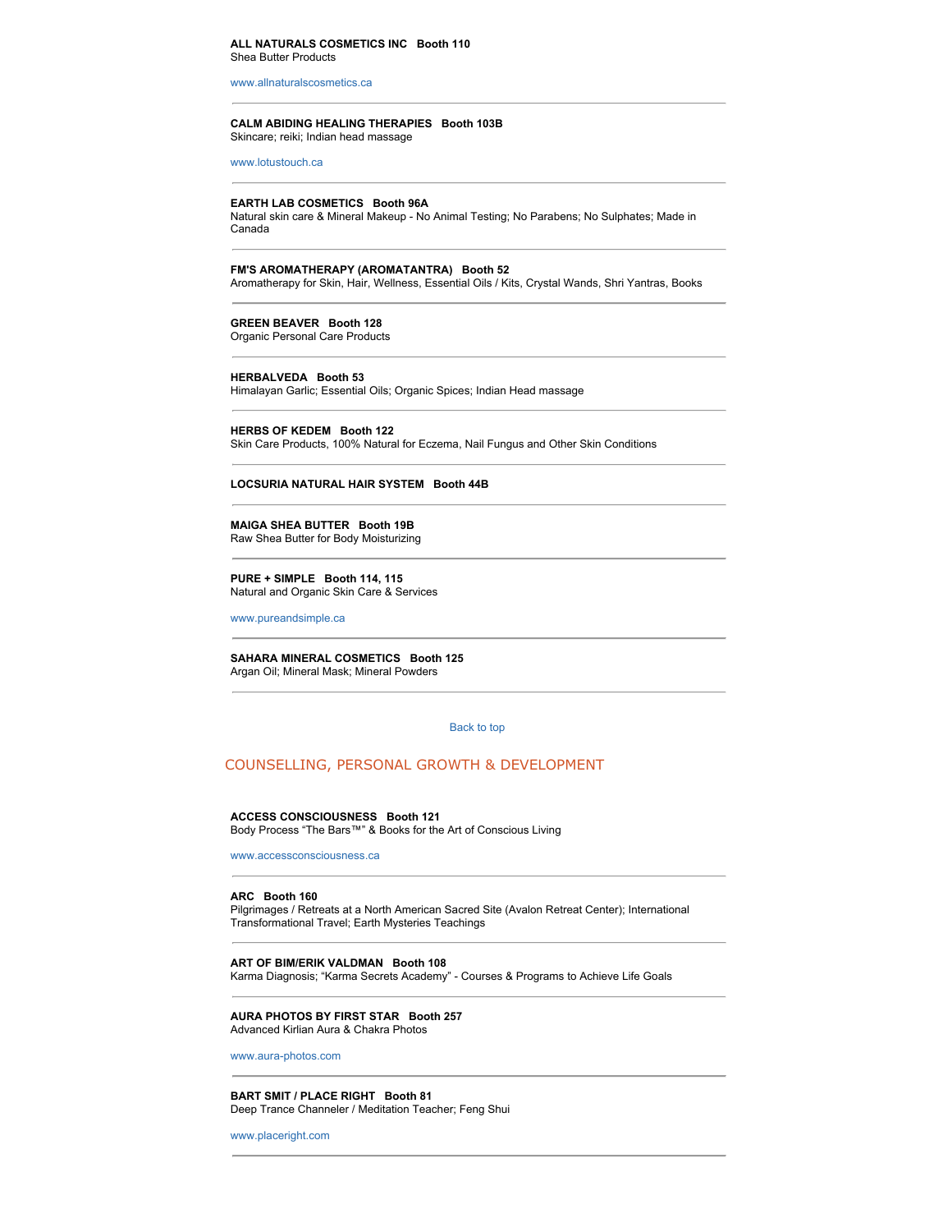**ALL NATURALS COSMETICS INC   Booth 110**
Shea Butter Products

www.allnaturalscosmetics.ca

---

**CALM ABIDING HEALING THERAPIES   Booth 103B**
Skincare; reiki; Indian head massage

www.lotustouch.ca

---

**EARTH LAB COSMETICS   Booth 96A**
Natural skin care & Mineral Makeup - No Animal Testing; No Parabens; No Sulphates; Made in Canada

---

**FM'S AROMATHERAPY (AROMATANTRA)   Booth 52**
Aromatherapy for Skin, Hair, Wellness, Essential Oils / Kits, Crystal Wands, Shri Yantras, Books

---

**GREEN BEAVER   Booth 128**
Organic Personal Care Products

---

**HERBALVEDA   Booth 53**
Himalayan Garlic; Essential Oils; Organic Spices; Indian Head massage

---

**HERBS OF KEDEM   Booth 122**
Skin Care Products, 100% Natural for Eczema, Nail Fungus and Other Skin Conditions

---

**LOCSURIA NATURAL HAIR SYSTEM   Booth 44B**

---

**MAIGA SHEA BUTTER   Booth 19B**
Raw Shea Butter for Body Moisturizing

---

**PURE + SIMPLE   Booth 114, 115**
Natural and Organic Skin Care & Services

www.pureandsimple.ca

---

**SAHARA MINERAL COSMETICS   Booth 125**
Argan Oil; Mineral Mask; Mineral Powders

---

Back to top

## COUNSELLING, PERSONAL GROWTH & DEVELOPMENT

**ACCESS CONSCIOUSNESS   Booth 121**
Body Process “The Bars™” & Books for the Art of Conscious Living

www.accessconsciousness.ca

---

**ARC   Booth 160**
Pilgrimages / Retreats at a North American Sacred Site (Avalon Retreat Center); International Transformational Travel; Earth Mysteries Teachings

---

**ART OF BIM/ERIK VALDMAN   Booth 108**
Karma Diagnosis; “Karma Secrets Academy” - Courses & Programs to Achieve Life Goals

---

**AURA PHOTOS BY FIRST STAR   Booth 257**
Advanced Kirlian Aura & Chakra Photos

www.aura-photos.com

---

**BART SMIT / PLACE RIGHT   Booth 81**
Deep Trance Channeler / Meditation Teacher; Feng Shui

www.placeright.com

---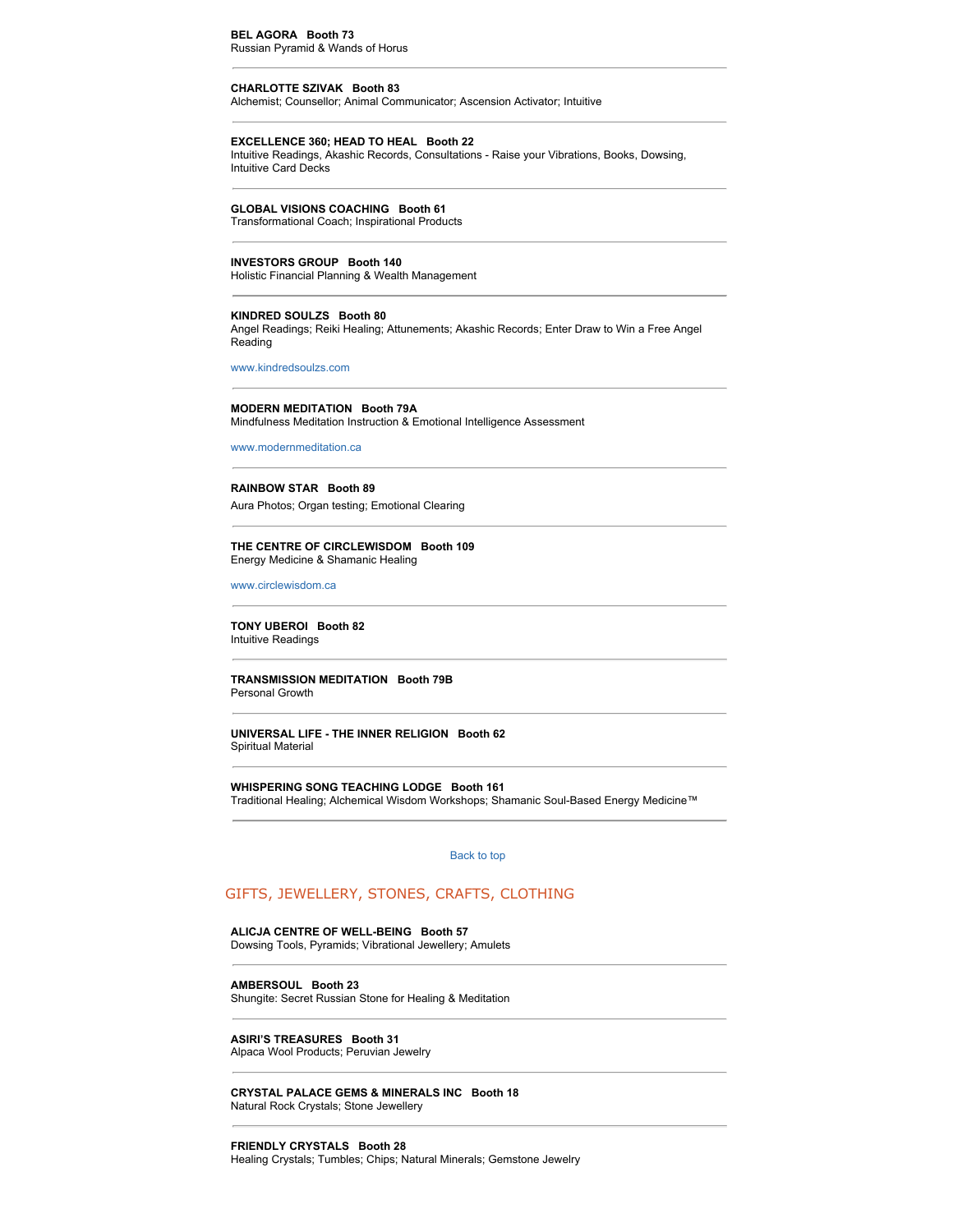**BEL AGORA   Booth 73**
Russian Pyramid & Wands of Horus

---

**CHARLOTTE SZIVAK   Booth 83**
Alchemist; Counsellor; Animal Communicator; Ascension Activator; Intuitive

---

**EXCELLENCE 360; HEAD TO HEAL   Booth 22**
Intuitive Readings, Akashic Records, Consultations - Raise your Vibrations, Books, Dowsing, Intuitive Card Decks

---

**GLOBAL VISIONS COACHING   Booth 61**
Transformational Coach; Inspirational Products

---

**INVESTORS GROUP   Booth 140**
Holistic Financial Planning & Wealth Management

---

**KINDRED SOULZS   Booth 80**
Angel Readings; Reiki Healing; Attunements; Akashic Records; Enter Draw to Win a Free Angel Reading

www.kindredsoulzs.com

---

**MODERN MEDITATION   Booth 79A**
Mindfulness Meditation Instruction & Emotional Intelligence Assessment

www.modernmeditation.ca

---

**RAINBOW STAR   Booth 89**

Aura Photos; Organ testing; Emotional Clearing

---

**THE CENTRE OF CIRCLEWISDOM   Booth 109**
Energy Medicine & Shamanic Healing

www.circlewisdom.ca

---

**TONY UBEROI   Booth 82**
Intuitive Readings

---

**TRANSMISSION MEDITATION   Booth 79B**
Personal Growth

---

**UNIVERSAL LIFE - THE INNER RELIGION   Booth 62**
Spiritual Material

---

**WHISPERING SONG TEACHING LODGE   Booth 161**
Traditional Healing; Alchemical Wisdom Workshops; Shamanic Soul-Based Energy Medicine™

---

Back to top

## GIFTS, JEWELLERY, STONES, CRAFTS, CLOTHING

**ALICJA CENTRE OF WELL-BEING   Booth 57**
Dowsing Tools, Pyramids; Vibrational Jewellery; Amulets

---

**AMBERSOUL   Booth 23**
Shungite: Secret Russian Stone for Healing & Meditation

---

**ASIRI'S TREASURES   Booth 31**
Alpaca Wool Products; Peruvian Jewelry

---

**CRYSTAL PALACE GEMS & MINERALS INC   Booth 18**
Natural Rock Crystals; Stone Jewellery

---

**FRIENDLY CRYSTALS   Booth 28**
Healing Crystals; Tumbles; Chips; Natural Minerals; Gemstone Jewelry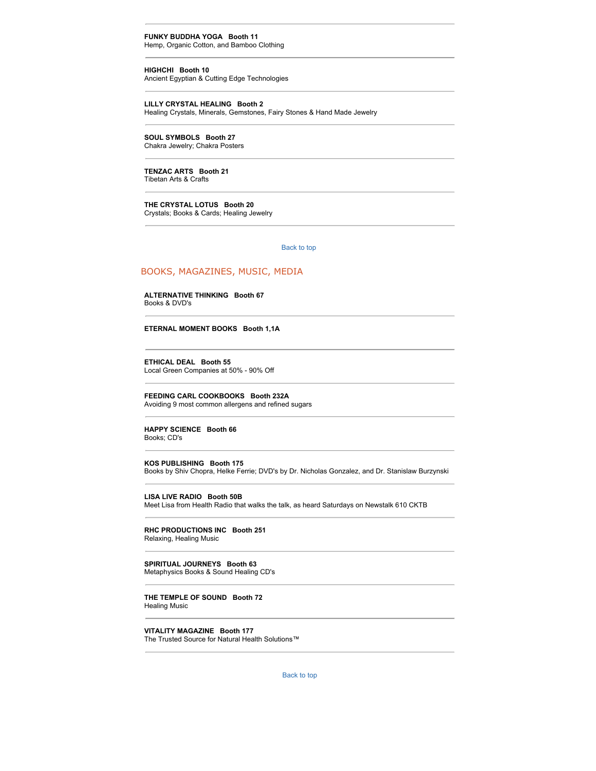**FUNKY BUDDHA YOGA   Booth 11**
Hemp, Organic Cotton, and Bamboo Clothing

---

**HIGHCHI   Booth 10**
Ancient Egyptian & Cutting Edge Technologies

---

**LILLY CRYSTAL HEALING   Booth 2**
Healing Crystals, Minerals, Gemstones, Fairy Stones & Hand Made Jewelry

---

**SOUL SYMBOLS   Booth 27**
Chakra Jewelry; Chakra Posters

---

**TENZAC ARTS   Booth 21**
Tibetan Arts & Crafts

---

**THE CRYSTAL LOTUS   Booth 20**
Crystals; Books & Cards; Healing Jewelry

---

Back to top

## BOOKS, MAGAZINES, MUSIC, MEDIA

**ALTERNATIVE THINKING   Booth 67**
Books & DVD's

---

**ETERNAL MOMENT BOOKS   Booth 1,1A**

---

**ETHICAL DEAL   Booth 55**
Local Green Companies at 50% - 90% Off

---

**FEEDING CARL COOKBOOKS   Booth 232A**
Avoiding 9 most common allergens and refined sugars

---

**HAPPY SCIENCE   Booth 66**
Books; CD's

---

**KOS PUBLISHING   Booth 175**
Books by Shiv Chopra, Helke Ferrie; DVD's by Dr. Nicholas Gonzalez, and Dr. Stanislaw Burzynski

---

**LISA LIVE RADIO   Booth 50B**
Meet Lisa from Health Radio that walks the talk, as heard Saturdays on Newstalk 610 CKTB

---

**RHC PRODUCTIONS INC   Booth 251**
Relaxing, Healing Music

---

**SPIRITUAL JOURNEYS   Booth 63**
Metaphysics Books & Sound Healing CD's

---

**THE TEMPLE OF SOUND   Booth 72**
Healing Music

---

**VITALITY MAGAZINE   Booth 177**
The Trusted Source for Natural Health Solutions™

---

Back to top